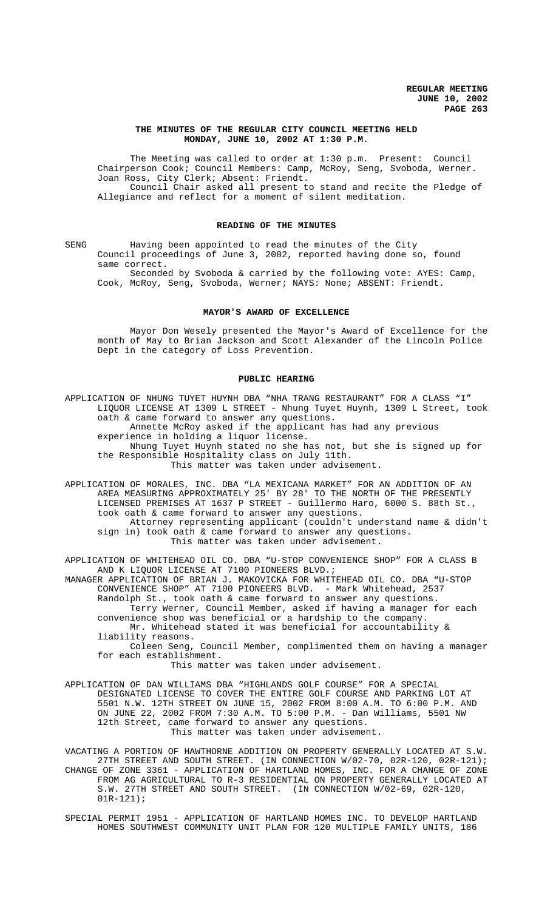**THE MINUTES OF THE REGULAR CITY COUNCIL MEETING HELD MONDAY, JUNE 10, 2002 AT 1:30 P.M.**

The Meeting was called to order at 1:30 p.m. Present: Council Chairperson Cook; Council Members: Camp, McRoy, Seng, Svoboda, Werner. Joan Ross, City Clerk; Absent: Friendt.

Council Chair asked all present to stand and recite the Pledge of Allegiance and reflect for a moment of silent meditation.

## READING OF THE MINUTES

SENG Having been appointed to read the minutes of the City Council proceedings of June 3, 2002, reported having done so, found same correct.

Seconded by Svoboda & carried by the following vote: AYES: Camp, Cook, McRoy, Seng, Svoboda, Werner; NAYS: None; ABSENT: Friendt.

## MAYOR'S AWARD OF EXCELLENCE

Mayor Don Wesely presented the Mayor's Award of Excellence for the month of May to Brian Jackson and Scott Alexander of the Lincoln Police Dept in the category of Loss Prevention.

## PUBLIC HEARING

APPLICATION OF NHUNG TUYET HUYNH DBA "NHA TRANG RESTAURANT" FOR A CLASS "I" LIQUOR LICENSE AT 1309 L STREET - Nhung Tuyet Huynh, 1309 L Street, took oath & came forward to answer any questions.

Annette McRoy asked if the applicant has had any previous experience in holding a liquor license.

Nhung Tuyet Huynh stated no she has not, but she is signed up for the Responsible Hospitality class on July 11th.

This matter was taken under advisement.

APPLICATION OF MORALES, INC. DBA "LA MEXICANA MARKET" FOR AN ADDITION OF AN AREA MEASURING APPROXIMATELY 25' BY 28' TO THE NORTH OF THE PRESENTLY LICENSED PREMISES AT 1637 P STREET - Guillermo Haro, 6000 S. 88th St., took oath & came forward to answer any questions.

Attorney representing applicant (couldn't understand name & didn't sign in) took oath & came forward to answer any questions.

This matter was taken under advisement.

APPLICATION OF WHITEHEAD OIL CO. DBA "U-STOP CONVENIENCE SHOP" FOR A CLASS B AND K LIQUOR LICENSE AT 7100 PIONEERS BLVD.;

MANAGER APPLICATION OF BRIAN J. MAKOVICKA FOR WHITEHEAD OIL CO. DBA "U-STOP CONVENIENCE SHOP" AT 7100 PIONEERS BLVD. - Mark Whitehead, 2537 Randolph St., took oath & came forward to answer any questions.

Terry Werner, Council Member, asked if having a manager for each convenience shop was beneficial or a hardship to the company.

Mr. Whitehead stated it was beneficial for accountability & liability reasons.

Coleen Seng, Council Member, complimented them on having a manager for each establishment.

This matter was taken under advisement.

APPLICATION OF DAN WILLIAMS DBA "HIGHLANDS GOLF COURSE" FOR A SPECIAL DESIGNATED LICENSE TO COVER THE ENTIRE GOLF COURSE AND PARKING LOT AT 5501 N.W. 12TH STREET ON JUNE 15, 2002 FROM 8:00 A.M. TO 6:00 P.M. AND ON JUNE 22, 2002 FROM 7:30 A.M. TO 5:00 P.M. - Dan Williams, 5501 NW 12th Street, came forward to answer any questions.

This matter was taken under advisement.

VACATING A PORTION OF HAWTHORNE ADDITION ON PROPERTY GENERALLY LOCATED AT S.W. 27TH STREET AND SOUTH STREET. (IN CONNECTION W/02-70, 02R-120, 02R-121);

CHANGE OF ZONE 3361 - APPLICATION OF HARTLAND HOMES, INC. FOR A CHANGE OF ZONE FROM AG AGRICULTURAL TO R-3 RESIDENTIAL ON PROPERTY GENERALLY LOCATED AT S.W. 27TH STREET AND SOUTH STREET. (IN CONNECTION W/02-69, 02R-120, 01R-121);

SPECIAL PERMIT 1951 - APPLICATION OF HARTLAND HOMES INC. TO DEVELOP HARTLAND HOMES SOUTHWEST COMMUNITY UNIT PLAN FOR 120 MULTIPLE FAMILY UNITS, 186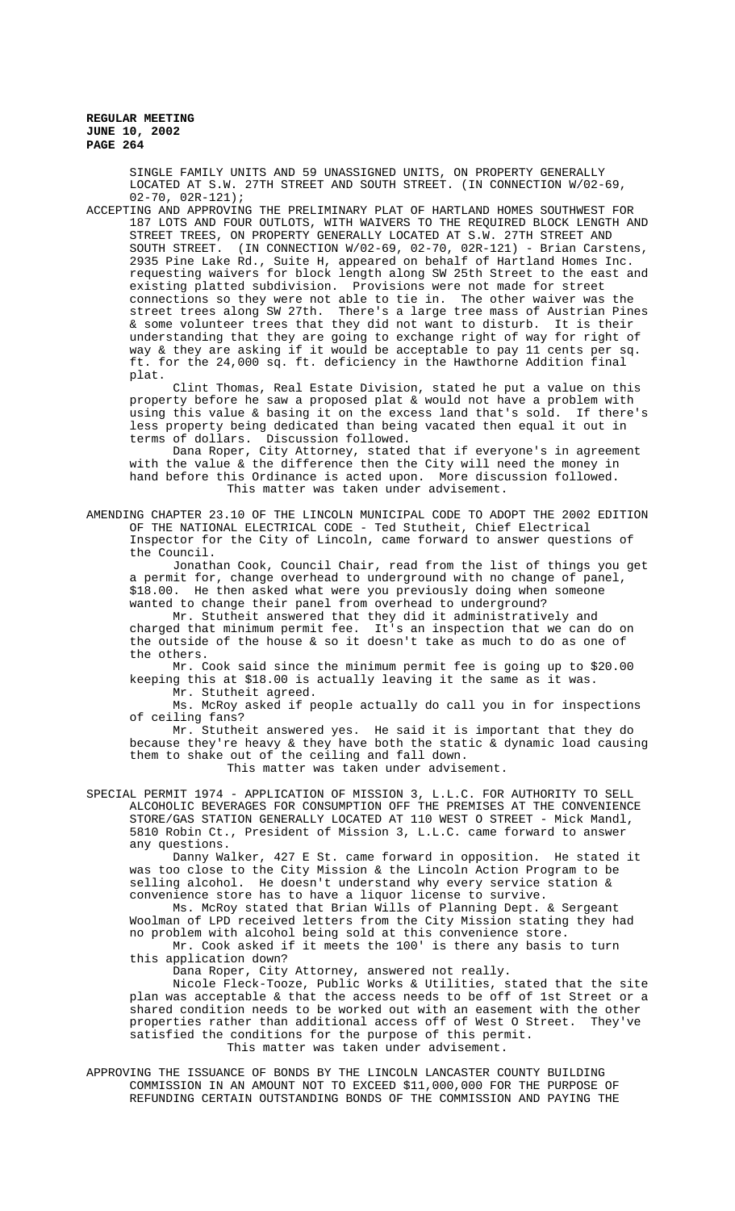SINGLE FAMILY UNITS AND 59 UNASSIGNED UNITS, ON PROPERTY GENERALLY LOCATED AT S.W. 27TH STREET AND SOUTH STREET. (IN CONNECTION W/02-69, 02-70, 02R-121);

ACCEPTING AND APPROVING THE PRELIMINARY PLAT OF HARTLAND HOMES SOUTHWEST FOR 187 LOTS AND FOUR OUTLOTS, WITH WAIVERS TO THE REQUIRED BLOCK LENGTH AND STREET TREES, ON PROPERTY GENERALLY LOCATED AT S.W. 27TH STREET AND SOUTH STREET. (IN CONNECTION W/02-69, 02-70, 02R-121) - Brian Carstens, 2935 Pine Lake Rd., Suite H, appeared on behalf of Hartland Homes Inc. requesting waivers for block length along SW 25th Street to the east and existing platted subdivision. Provisions were not made for street connections so they were not able to tie in. The other waiver was the street trees along SW 27th. There's a large tree mass of Austrian Pines & some volunteer trees that they did not want to disturb. It is their understanding that they are going to exchange right of way for right of way & they are asking if it would be acceptable to pay 11 cents per sq. ft. for the 24,000 sq. ft. deficiency in the Hawthorne Addition final plat.

Clint Thomas, Real Estate Division, stated he put a value on this property before he saw a proposed plat & would not have a problem with using this value & basing it on the excess land that's sold. If there's less property being dedicated than being vacated then equal it out in terms of dollars. Discussion followed.

Dana Roper, City Attorney, stated that if everyone's in agreement with the value & the difference then the City will need the money in hand before this Ordinance is acted upon. More discussion followed.

This matter was taken under advisement.

AMENDING CHAPTER 23.10 OF THE LINCOLN MUNICIPAL CODE TO ADOPT THE 2002 EDITION OF THE NATIONAL ELECTRICAL CODE - Ted Stutheit, Chief Electrical Inspector for the City of Lincoln, came forward to answer questions of the Council.

Jonathan Cook, Council Chair, read from the list of things you get a permit for, change overhead to underground with no change of panel, $18.00. He then asked what were you previously doing when someone wanted to change their panel from overhead to underground?

Mr. Stutheit answered that they did it administratively and charged that minimum permit fee. It's an inspection that we can do on the outside of the house & so it doesn't take as much to do as one of the others.

Mr. Cook said since the minimum permit fee is going up to $20.00 keeping this at $18.00 is actually leaving it the same as it was.

Mr. Stutheit agreed.

Ms. McRoy asked if people actually do call you in for inspections of ceiling fans?

Mr. Stutheit answered yes. He said it is important that they do because they're heavy & they have both the static & dynamic load causing them to shake out of the ceiling and fall down.

This matter was taken under advisement.

SPECIAL PERMIT 1974 - APPLICATION OF MISSION 3, L.L.C. FOR AUTHORITY TO SELL ALCOHOLIC BEVERAGES FOR CONSUMPTION OFF THE PREMISES AT THE CONVENIENCE STORE/GAS STATION GENERALLY LOCATED AT 110 WEST O STREET - Mick Mandl, 5810 Robin Ct., President of Mission 3, L.L.C. came forward to answer any questions.

Danny Walker, 427 E St. came forward in opposition. He stated it was too close to the City Mission & the Lincoln Action Program to be selling alcohol. He doesn't understand why every service station & convenience store has to have a liquor license to survive.

Ms. McRoy stated that Brian Wills of Planning Dept. & Sergeant Woolman of LPD received letters from the City Mission stating they had no problem with alcohol being sold at this convenience store.

Mr. Cook asked if it meets the 100' is there any basis to turn this application down?

Dana Roper, City Attorney, answered not really.

Nicole Fleck-Tooze, Public Works & Utilities, stated that the site plan was acceptable & that the access needs to be off of 1st Street or a shared condition needs to be worked out with an easement with the other properties rather than additional access off of West O Street. They've satisfied the conditions for the purpose of this permit.

This matter was taken under advisement.

APPROVING THE ISSUANCE OF BONDS BY THE LINCOLN LANCASTER COUNTY BUILDING COMMISSION IN AN AMOUNT NOT TO EXCEED $11,000,000 FOR THE PURPOSE OF REFUNDING CERTAIN OUTSTANDING BONDS OF THE COMMISSION AND PAYING THE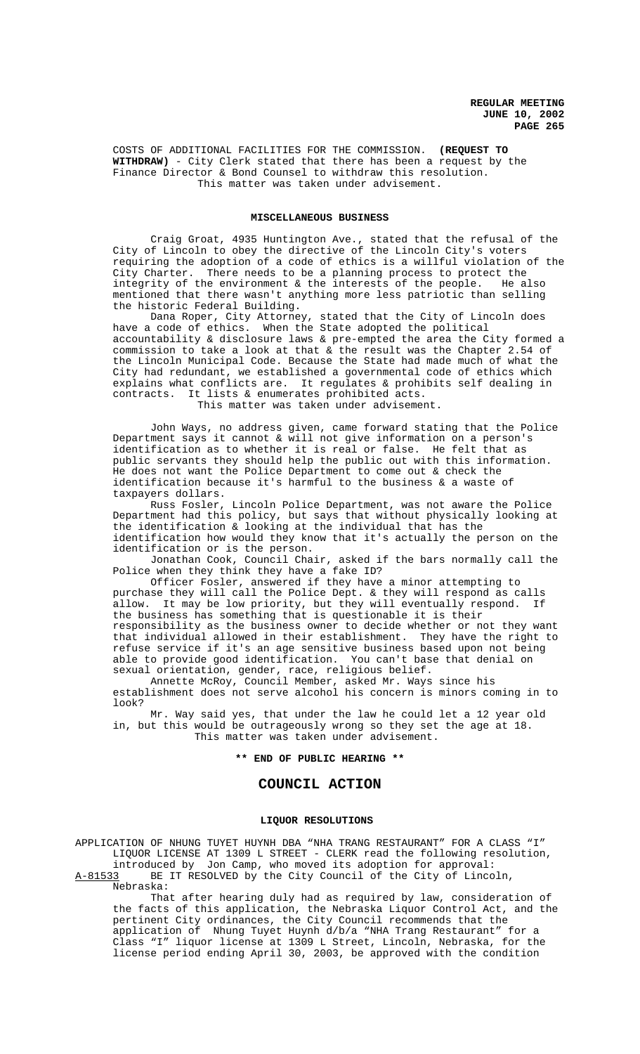COSTS OF ADDITIONAL FACILITIES FOR THE COMMISSION. **(REQUEST TO WITHDRAW)** - City Clerk stated that there has been a request by the Finance Director & Bond Counsel to withdraw this resolution.
This matter was taken under advisement.

## MISCELLANEOUS BUSINESS

Craig Groat, 4935 Huntington Ave., stated that the refusal of the City of Lincoln to obey the directive of the Lincoln City's voters requiring the adoption of a code of ethics is a willful violation of the City Charter. There needs to be a planning process to protect the integrity of the environment & the interests of the people. He also mentioned that there wasn't anything more less patriotic than selling the historic Federal Building.

Dana Roper, City Attorney, stated that the City of Lincoln does have a code of ethics. When the State adopted the political accountability & disclosure laws & pre-empted the area the City formed a commission to take a look at that & the result was the Chapter 2.54 of the Lincoln Municipal Code. Because the State had made much of what the City had redundant, we established a governmental code of ethics which explains what conflicts are. It regulates & prohibits self dealing in contracts. It lists & enumerates prohibited acts.
This matter was taken under advisement.

John Ways, no address given, came forward stating that the Police Department says it cannot & will not give information on a person's identification as to whether it is real or false. He felt that as public servants they should help the public out with this information. He does not want the Police Department to come out & check the identification because it's harmful to the business & a waste of taxpayers dollars.

Russ Fosler, Lincoln Police Department, was not aware the Police Department had this policy, but says that without physically looking at the identification & looking at the individual that has the identification how would they know that it's actually the person on the identification or is the person.

Jonathan Cook, Council Chair, asked if the bars normally call the Police when they think they have a fake ID?

Officer Fosler, answered if they have a minor attempting to purchase they will call the Police Dept. & they will respond as calls allow. It may be low priority, but they will eventually respond. If the business has something that is questionable it is their responsibility as the business owner to decide whether or not they want that individual allowed in their establishment. They have the right to refuse service if it's an age sensitive business based upon not being able to provide good identification. You can't base that denial on sexual orientation, gender, race, religious belief.

Annette McRoy, Council Member, asked Mr. Ways since his establishment does not serve alcohol his concern is minors coming in to look?

Mr. Way said yes, that under the law he could let a 12 year old in, but this would be outrageously wrong so they set the age at 18.
This matter was taken under advisement.

**\*\* END OF PUBLIC HEARING \*\***

# COUNCIL ACTION

## LIQUOR RESOLUTIONS

APPLICATION OF NHUNG TUYET HUYNH DBA "NHA TRANG RESTAURANT" FOR A CLASS "I" LIQUOR LICENSE AT 1309 L STREET - CLERK read the following resolution, introduced by Jon Camp, who moved its adoption for approval:

A-81533 BE IT RESOLVED by the City Council of the City of Lincoln, Nebraska:

That after hearing duly had as required by law, consideration of the facts of this application, the Nebraska Liquor Control Act, and the pertinent City ordinances, the City Council recommends that the application of Nhung Tuyet Huynh d/b/a "NHA Trang Restaurant" for a Class "I" liquor license at 1309 L Street, Lincoln, Nebraska, for the license period ending April 30, 2003, be approved with the condition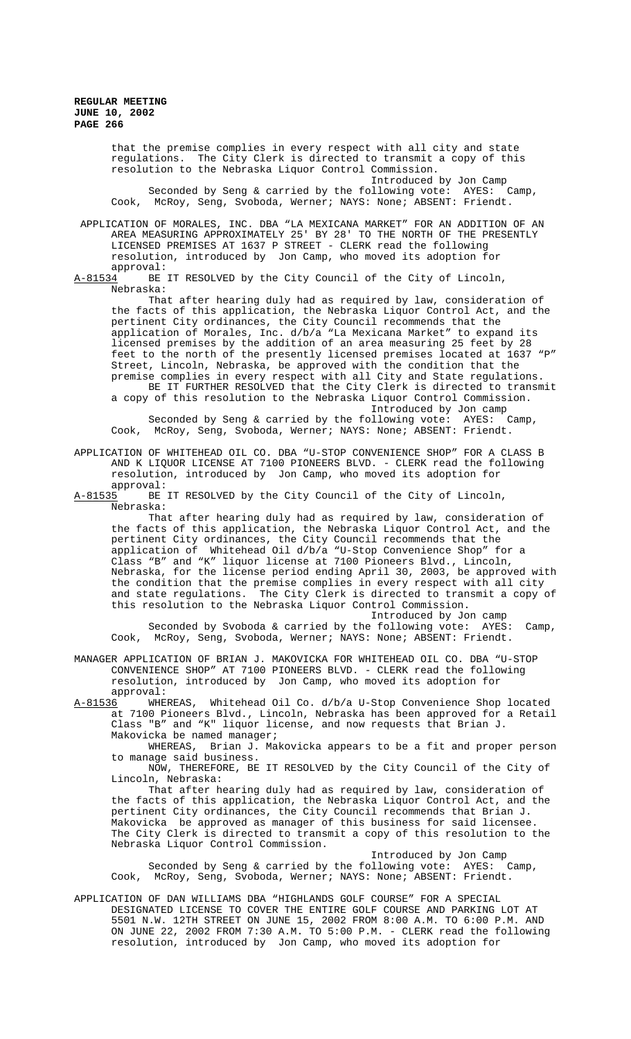that the premise complies in every respect with all city and state regulations. The City Clerk is directed to transmit a copy of this resolution to the Nebraska Liquor Control Commission.

Introduced by Jon Camp

Seconded by Seng & carried by the following vote: AYES: Camp, Cook, McRoy, Seng, Svoboda, Werner; NAYS: None; ABSENT: Friendt.

APPLICATION OF MORALES, INC. DBA "LA MEXICANA MARKET" FOR AN ADDITION OF AN AREA MEASURING APPROXIMATELY 25' BY 28' TO THE NORTH OF THE PRESENTLY LICENSED PREMISES AT 1637 P STREET - CLERK read the following resolution, introduced by Jon Camp, who moved its adoption for approval:

A-81534 BE IT RESOLVED by the City Council of the City of Lincoln, Nebraska:

That after hearing duly had as required by law, consideration of the facts of this application, the Nebraska Liquor Control Act, and the pertinent City ordinances, the City Council recommends that the application of Morales, Inc. d/b/a "La Mexicana Market" to expand its licensed premises by the addition of an area measuring 25 feet by 28 feet to the north of the presently licensed premises located at 1637 "P" Street, Lincoln, Nebraska, be approved with the condition that the premise complies in every respect with all City and State regulations.

BE IT FURTHER RESOLVED that the City Clerk is directed to transmit a copy of this resolution to the Nebraska Liquor Control Commission.

Introduced by Jon camp

Seconded by Seng & carried by the following vote: AYES: Camp, Cook, McRoy, Seng, Svoboda, Werner; NAYS: None; ABSENT: Friendt.

APPLICATION OF WHITEHEAD OIL CO. DBA "U-STOP CONVENIENCE SHOP" FOR A CLASS B AND K LIQUOR LICENSE AT 7100 PIONEERS BLVD. - CLERK read the following resolution, introduced by Jon Camp, who moved its adoption for approval:

A-81535 BE IT RESOLVED by the City Council of the City of Lincoln, Nebraska:

That after hearing duly had as required by law, consideration of the facts of this application, the Nebraska Liquor Control Act, and the pertinent City ordinances, the City Council recommends that the application of Whitehead Oil d/b/a "U-Stop Convenience Shop" for a Class "B" and "K" liquor license at 7100 Pioneers Blvd., Lincoln, Nebraska, for the license period ending April 30, 2003, be approved with the condition that the premise complies in every respect with all city and state regulations. The City Clerk is directed to transmit a copy of this resolution to the Nebraska Liquor Control Commission.

Introduced by Jon camp

Seconded by Svoboda & carried by the following vote: AYES: Camp, Cook, McRoy, Seng, Svoboda, Werner; NAYS: None; ABSENT: Friendt.

MANAGER APPLICATION OF BRIAN J. MAKOVICKA FOR WHITEHEAD OIL CO. DBA "U-STOP CONVENIENCE SHOP" AT 7100 PIONEERS BLVD. - CLERK read the following resolution, introduced by Jon Camp, who moved its adoption for approval:

A-81536 WHEREAS, Whitehead Oil Co. d/b/a U-Stop Convenience Shop located at 7100 Pioneers Blvd., Lincoln, Nebraska has been approved for a Retail Class "B" and "K" liquor license, and now requests that Brian J. Makovicka be named manager;

WHEREAS, Brian J. Makovicka appears to be a fit and proper person to manage said business.

NOW, THEREFORE, BE IT RESOLVED by the City Council of the City of Lincoln, Nebraska:

That after hearing duly had as required by law, consideration of the facts of this application, the Nebraska Liquor Control Act, and the pertinent City ordinances, the City Council recommends that Brian J. Makovicka be approved as manager of this business for said licensee. The City Clerk is directed to transmit a copy of this resolution to the Nebraska Liquor Control Commission.

Introduced by Jon Camp

Seconded by Seng & carried by the following vote: AYES: Camp, Cook, McRoy, Seng, Svoboda, Werner; NAYS: None; ABSENT: Friendt.

APPLICATION OF DAN WILLIAMS DBA "HIGHLANDS GOLF COURSE" FOR A SPECIAL DESIGNATED LICENSE TO COVER THE ENTIRE GOLF COURSE AND PARKING LOT AT 5501 N.W. 12TH STREET ON JUNE 15, 2002 FROM 8:00 A.M. TO 6:00 P.M. AND ON JUNE 22, 2002 FROM 7:30 A.M. TO 5:00 P.M. - CLERK read the following resolution, introduced by Jon Camp, who moved its adoption for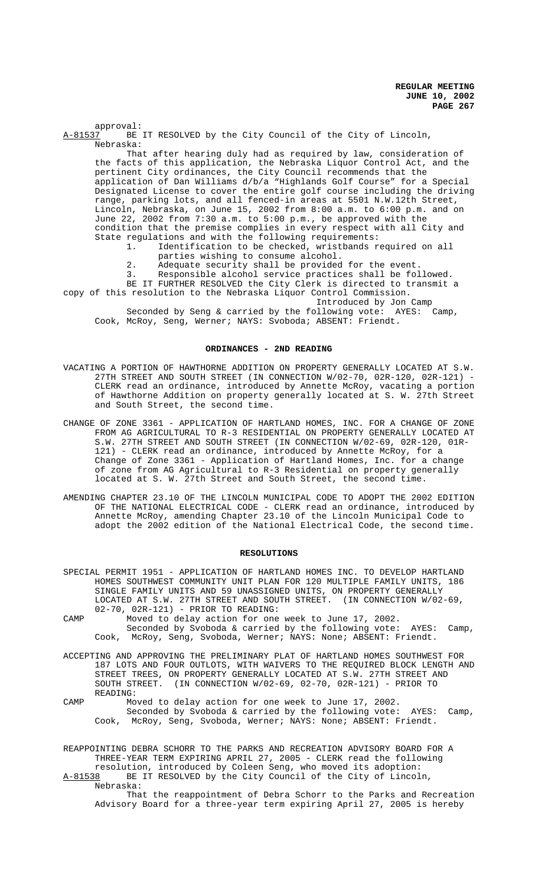approval:

A-81537 BE IT RESOLVED by the City Council of the City of Lincoln, Nebraska:

That after hearing duly had as required by law, consideration of the facts of this application, the Nebraska Liquor Control Act, and the pertinent City ordinances, the City Council recommends that the application of Dan Williams d/b/a "Highlands Golf Course" for a Special Designated License to cover the entire golf course including the driving range, parking lots, and all fenced-in areas at 5501 N.W.12th Street, Lincoln, Nebraska, on June 15, 2002 from 8:00 a.m. to 6:00 p.m. and on June 22, 2002 from 7:30 a.m. to 5:00 p.m., be approved with the condition that the premise complies in every respect with all City and State regulations and with the following requirements:

1. Identification to be checked, wristbands required on all parties wishing to consume alcohol.
2. Adequate security shall be provided for the event.
3. Responsible alcohol service practices shall be followed.

BE IT FURTHER RESOLVED the City Clerk is directed to transmit a copy of this resolution to the Nebraska Liquor Control Commission.

Introduced by Jon Camp

Seconded by Seng & carried by the following vote: AYES: Camp, Cook, McRoy, Seng, Werner; NAYS: Svoboda; ABSENT: Friendt.

## ORDINANCES - 2ND READING

VACATING A PORTION OF HAWTHORNE ADDITION ON PROPERTY GENERALLY LOCATED AT S.W. 27TH STREET AND SOUTH STREET (IN CONNECTION W/02-70, 02R-120, 02R-121) - CLERK read an ordinance, introduced by Annette McRoy, vacating a portion of Hawthorne Addition on property generally located at S. W. 27th Street and South Street, the second time.

CHANGE OF ZONE 3361 - APPLICATION OF HARTLAND HOMES, INC. FOR A CHANGE OF ZONE FROM AG AGRICULTURAL TO R-3 RESIDENTIAL ON PROPERTY GENERALLY LOCATED AT S.W. 27TH STREET AND SOUTH STREET (IN CONNECTION W/02-69, 02R-120, 01R-121) - CLERK read an ordinance, introduced by Annette McRoy, for a Change of Zone 3361 - Application of Hartland Homes, Inc. for a change of zone from AG Agricultural to R-3 Residential on property generally located at S. W. 27th Street and South Street, the second time.

AMENDING CHAPTER 23.10 OF THE LINCOLN MUNICIPAL CODE TO ADOPT THE 2002 EDITION OF THE NATIONAL ELECTRICAL CODE - CLERK read an ordinance, introduced by Annette McRoy, amending Chapter 23.10 of the Lincoln Municipal Code to adopt the 2002 edition of the National Electrical Code, the second time.

## RESOLUTIONS

SPECIAL PERMIT 1951 - APPLICATION OF HARTLAND HOMES INC. TO DEVELOP HARTLAND HOMES SOUTHWEST COMMUNITY UNIT PLAN FOR 120 MULTIPLE FAMILY UNITS, 186 SINGLE FAMILY UNITS AND 59 UNASSIGNED UNITS, ON PROPERTY GENERALLY LOCATED AT S.W. 27TH STREET AND SOUTH STREET. (IN CONNECTION W/02-69, 02-70, 02R-121) - PRIOR TO READING:

CAMP Moved to delay action for one week to June 17, 2002.

Seconded by Svoboda & carried by the following vote: AYES: Camp, Cook, McRoy, Seng, Svoboda, Werner; NAYS: None; ABSENT: Friendt.

ACCEPTING AND APPROVING THE PRELIMINARY PLAT OF HARTLAND HOMES SOUTHWEST FOR 187 LOTS AND FOUR OUTLOTS, WITH WAIVERS TO THE REQUIRED BLOCK LENGTH AND STREET TREES, ON PROPERTY GENERALLY LOCATED AT S.W. 27TH STREET AND SOUTH STREET. (IN CONNECTION W/02-69, 02-70, 02R-121) - PRIOR TO READING:

CAMP Moved to delay action for one week to June 17, 2002.

Seconded by Svoboda & carried by the following vote: AYES: Camp, Cook, McRoy, Seng, Svoboda, Werner; NAYS: None; ABSENT: Friendt.

REAPPOINTING DEBRA SCHORR TO THE PARKS AND RECREATION ADVISORY BOARD FOR A THREE-YEAR TERM EXPIRING APRIL 27, 2005 - CLERK read the following resolution, introduced by Coleen Seng, who moved its adoption:

A-81538 BE IT RESOLVED by the City Council of the City of Lincoln, Nebraska:

That the reappointment of Debra Schorr to the Parks and Recreation Advisory Board for a three-year term expiring April 27, 2005 is hereby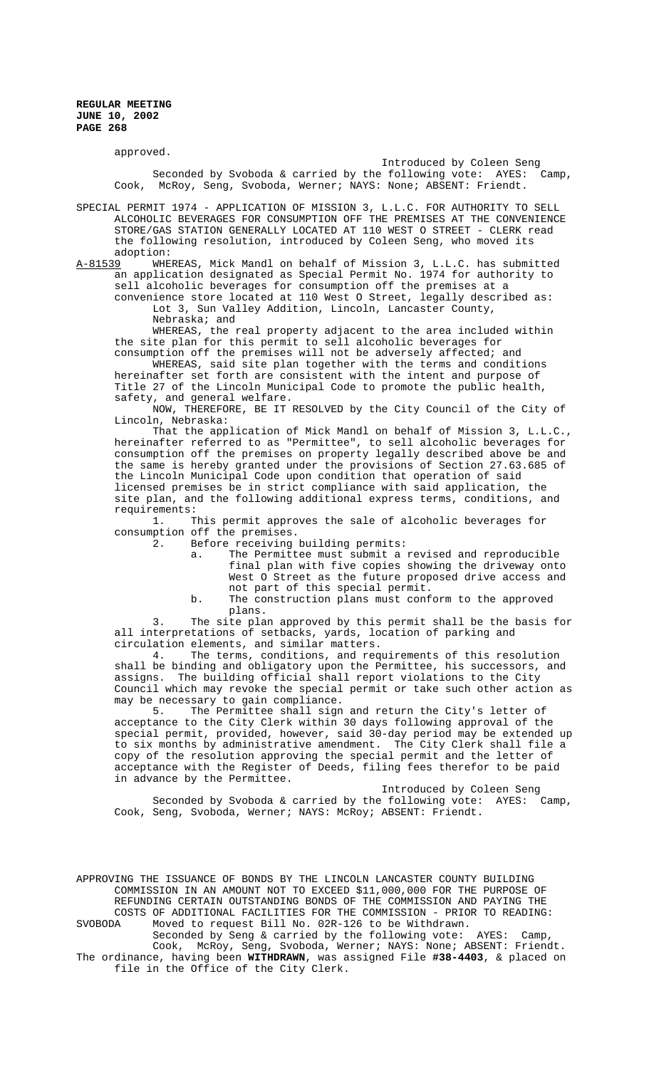approved.

Introduced by Coleen Seng

Seconded by Svoboda & carried by the following vote: AYES: Camp, Cook, McRoy, Seng, Svoboda, Werner; NAYS: None; ABSENT: Friendt.

SPECIAL PERMIT 1974 - APPLICATION OF MISSION 3, L.L.C. FOR AUTHORITY TO SELL ALCOHOLIC BEVERAGES FOR CONSUMPTION OFF THE PREMISES AT THE CONVENIENCE STORE/GAS STATION GENERALLY LOCATED AT 110 WEST O STREET - CLERK read the following resolution, introduced by Coleen Seng, who moved its adoption:

A-81539 WHEREAS, Mick Mandl on behalf of Mission 3, L.L.C. has submitted an application designated as Special Permit No. 1974 for authority to sell alcoholic beverages for consumption off the premises at a convenience store located at 110 West O Street, legally described as:

Lot 3, Sun Valley Addition, Lincoln, Lancaster County, Nebraska; and

WHEREAS, the real property adjacent to the area included within the site plan for this permit to sell alcoholic beverages for consumption off the premises will not be adversely affected; and

WHEREAS, said site plan together with the terms and conditions hereinafter set forth are consistent with the intent and purpose of Title 27 of the Lincoln Municipal Code to promote the public health, safety, and general welfare.

NOW, THEREFORE, BE IT RESOLVED by the City Council of the City of Lincoln, Nebraska:

That the application of Mick Mandl on behalf of Mission 3, L.L.C., hereinafter referred to as "Permittee", to sell alcoholic beverages for consumption off the premises on property legally described above be and the same is hereby granted under the provisions of Section 27.63.685 of the Lincoln Municipal Code upon condition that operation of said licensed premises be in strict compliance with said application, the site plan, and the following additional express terms, conditions, and requirements:

1. This permit approves the sale of alcoholic beverages for consumption off the premises.
2. Before receiving building permits:
   a. The Permittee must submit a revised and reproducible final plan with five copies showing the driveway onto West O Street as the future proposed drive access and not part of this special permit.
   b. The construction plans must conform to the approved plans.
3. The site plan approved by this permit shall be the basis for all interpretations of setbacks, yards, location of parking and circulation elements, and similar matters.
4. The terms, conditions, and requirements of this resolution shall be binding and obligatory upon the Permittee, his successors, and assigns. The building official shall report violations to the City Council which may revoke the special permit or take such other action as may be necessary to gain compliance.
5. The Permittee shall sign and return the City's letter of acceptance to the City Clerk within 30 days following approval of the special permit, provided, however, said 30-day period may be extended up to six months by administrative amendment. The City Clerk shall file a copy of the resolution approving the special permit and the letter of acceptance with the Register of Deeds, filing fees therefor to be paid in advance by the Permittee.

Introduced by Coleen Seng

Seconded by Svoboda & carried by the following vote: AYES: Camp, Cook, Seng, Svoboda, Werner; NAYS: McRoy; ABSENT: Friendt.

APPROVING THE ISSUANCE OF BONDS BY THE LINCOLN LANCASTER COUNTY BUILDING COMMISSION IN AN AMOUNT NOT TO EXCEED $11,000,000 FOR THE PURPOSE OF REFUNDING CERTAIN OUTSTANDING BONDS OF THE COMMISSION AND PAYING THE COSTS OF ADDITIONAL FACILITIES FOR THE COMMISSION - PRIOR TO READING:

SVOBODA Moved to request Bill No. 02R-126 to be Withdrawn.

Seconded by Seng & carried by the following vote: AYES: Camp, Cook, McRoy, Seng, Svoboda, Werner; NAYS: None; ABSENT: Friendt.

The ordinance, having been **WITHDRAWN**, was assigned File **#38-4403**, & placed on file in the Office of the City Clerk.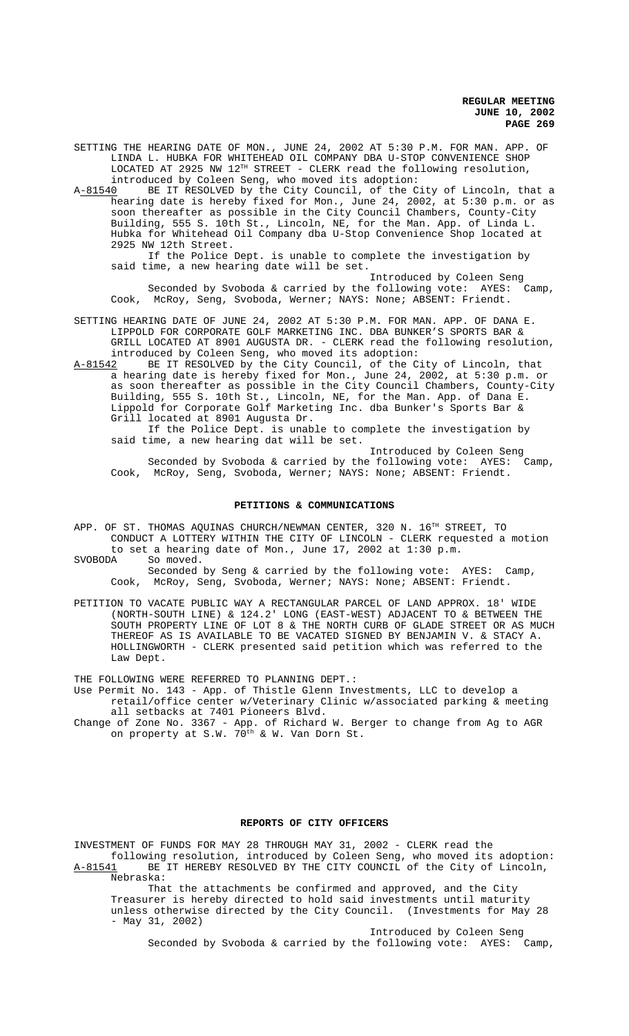SETTING THE HEARING DATE OF MON., JUNE 24, 2002 AT 5:30 P.M. FOR MAN. APP. OF LINDA L. HUBKA FOR WHITEHEAD OIL COMPANY DBA U-STOP CONVENIENCE SHOP LOCATED AT 2925 NW 12TH STREET - CLERK read the following resolution, introduced by Coleen Seng, who moved its adoption:

A-81540 BE IT RESOLVED by the City Council, of the City of Lincoln, that a hearing date is hereby fixed for Mon., June 24, 2002, at 5:30 p.m. or as soon thereafter as possible in the City Council Chambers, County-City Building, 555 S. 10th St., Lincoln, NE, for the Man. App. of Linda L. Hubka for Whitehead Oil Company dba U-Stop Convenience Shop located at 2925 NW 12th Street.

If the Police Dept. is unable to complete the investigation by said time, a new hearing date will be set.

Introduced by Coleen Seng

Seconded by Svoboda & carried by the following vote: AYES: Camp, Cook, McRoy, Seng, Svoboda, Werner; NAYS: None; ABSENT: Friendt.

SETTING HEARING DATE OF JUNE 24, 2002 AT 5:30 P.M. FOR MAN. APP. OF DANA E. LIPPOLD FOR CORPORATE GOLF MARKETING INC. DBA BUNKER'S SPORTS BAR & GRILL LOCATED AT 8901 AUGUSTA DR. - CLERK read the following resolution, introduced by Coleen Seng, who moved its adoption:

A-81542 BE IT RESOLVED by the City Council, of the City of Lincoln, that a hearing date is hereby fixed for Mon., June 24, 2002, at 5:30 p.m. or as soon thereafter as possible in the City Council Chambers, County-City Building, 555 S. 10th St., Lincoln, NE, for the Man. App. of Dana E. Lippold for Corporate Golf Marketing Inc. dba Bunker's Sports Bar & Grill located at 8901 Augusta Dr.

If the Police Dept. is unable to complete the investigation by said time, a new hearing dat will be set.

Introduced by Coleen Seng

Seconded by Svoboda & carried by the following vote: AYES: Camp, Cook, McRoy, Seng, Svoboda, Werner; NAYS: None; ABSENT: Friendt.

## PETITIONS & COMMUNICATIONS

APP. OF ST. THOMAS AQUINAS CHURCH/NEWMAN CENTER, 320 N. 16TH STREET, TO CONDUCT A LOTTERY WITHIN THE CITY OF LINCOLN - CLERK requested a motion to set a hearing date of Mon., June 17, 2002 at 1:30 p.m.

SVOBODA So moved.

Seconded by Seng & carried by the following vote: AYES: Camp, Cook, McRoy, Seng, Svoboda, Werner; NAYS: None; ABSENT: Friendt.

PETITION TO VACATE PUBLIC WAY A RECTANGULAR PARCEL OF LAND APPROX. 18' WIDE (NORTH-SOUTH LINE) & 124.2' LONG (EAST-WEST) ADJACENT TO & BETWEEN THE SOUTH PROPERTY LINE OF LOT 8 & THE NORTH CURB OF GLADE STREET OR AS MUCH THEREOF AS IS AVAILABLE TO BE VACATED SIGNED BY BENJAMIN V. & STACY A. HOLLINGWORTH - CLERK presented said petition which was referred to the Law Dept.

THE FOLLOWING WERE REFERRED TO PLANNING DEPT.:

Use Permit No. 143 - App. of Thistle Glenn Investments, LLC to develop a retail/office center w/Veterinary Clinic w/associated parking & meeting all setbacks at 7401 Pioneers Blvd.

Change of Zone No. 3367 - App. of Richard W. Berger to change from Ag to AGR on property at S.W. 70th & W. Van Dorn St.

## REPORTS OF CITY OFFICERS

INVESTMENT OF FUNDS FOR MAY 28 THROUGH MAY 31, 2002 - CLERK read the following resolution, introduced by Coleen Seng, who moved its adoption:

A-81541 BE IT HEREBY RESOLVED BY THE CITY COUNCIL of the City of Lincoln, Nebraska:

That the attachments be confirmed and approved, and the City Treasurer is hereby directed to hold said investments until maturity unless otherwise directed by the City Council. (Investments for May 28 - May 31, 2002)

Introduced by Coleen Seng

Seconded by Svoboda & carried by the following vote: AYES: Camp,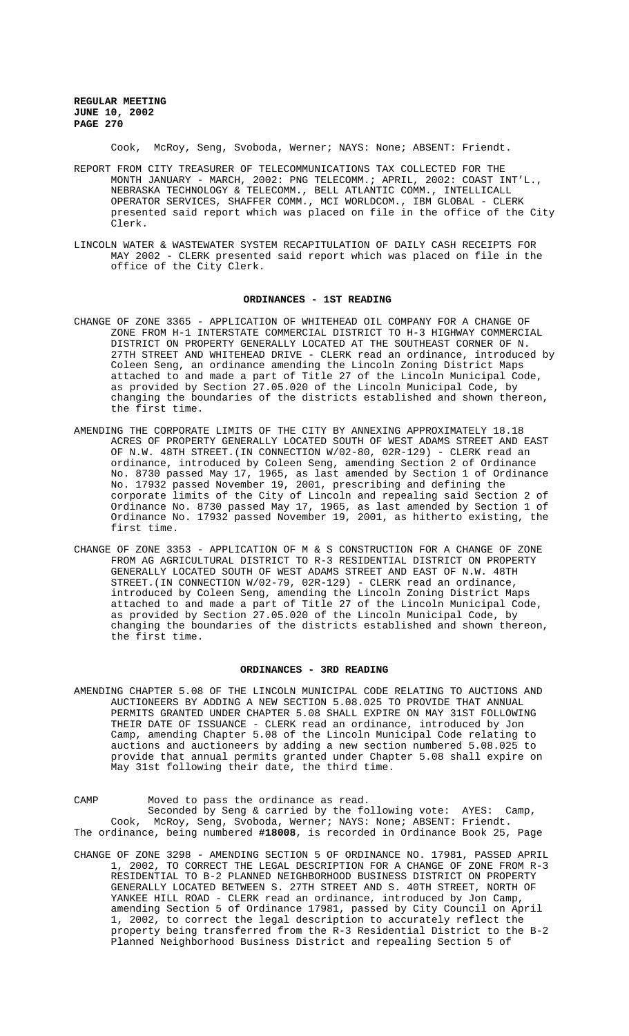Cook, McRoy, Seng, Svoboda, Werner; NAYS: None; ABSENT: Friendt.

REPORT FROM CITY TREASURER OF TELECOMMUNICATIONS TAX COLLECTED FOR THE MONTH JANUARY - MARCH, 2002: PNG TELECOMM.; APRIL, 2002: COAST INT'L., NEBRASKA TECHNOLOGY & TELECOMM., BELL ATLANTIC COMM., INTELLICALL OPERATOR SERVICES, SHAFFER COMM., MCI WORLDCOM., IBM GLOBAL - CLERK presented said report which was placed on file in the office of the City Clerk.

LINCOLN WATER & WASTEWATER SYSTEM RECAPITULATION OF DAILY CASH RECEIPTS FOR MAY 2002 - CLERK presented said report which was placed on file in the office of the City Clerk.

## ORDINANCES - 1ST READING

CHANGE OF ZONE 3365 - APPLICATION OF WHITEHEAD OIL COMPANY FOR A CHANGE OF ZONE FROM H-1 INTERSTATE COMMERCIAL DISTRICT TO H-3 HIGHWAY COMMERCIAL DISTRICT ON PROPERTY GENERALLY LOCATED AT THE SOUTHEAST CORNER OF N. 27TH STREET AND WHITEHEAD DRIVE - CLERK read an ordinance, introduced by Coleen Seng, an ordinance amending the Lincoln Zoning District Maps attached to and made a part of Title 27 of the Lincoln Municipal Code, as provided by Section 27.05.020 of the Lincoln Municipal Code, by changing the boundaries of the districts established and shown thereon, the first time.

AMENDING THE CORPORATE LIMITS OF THE CITY BY ANNEXING APPROXIMATELY 18.18 ACRES OF PROPERTY GENERALLY LOCATED SOUTH OF WEST ADAMS STREET AND EAST OF N.W. 48TH STREET.(IN CONNECTION W/02-80, 02R-129) - CLERK read an ordinance, introduced by Coleen Seng, amending Section 2 of Ordinance No. 8730 passed May 17, 1965, as last amended by Section 1 of Ordinance No. 17932 passed November 19, 2001, prescribing and defining the corporate limits of the City of Lincoln and repealing said Section 2 of Ordinance No. 8730 passed May 17, 1965, as last amended by Section 1 of Ordinance No. 17932 passed November 19, 2001, as hitherto existing, the first time.

CHANGE OF ZONE 3353 - APPLICATION OF M & S CONSTRUCTION FOR A CHANGE OF ZONE FROM AG AGRICULTURAL DISTRICT TO R-3 RESIDENTIAL DISTRICT ON PROPERTY GENERALLY LOCATED SOUTH OF WEST ADAMS STREET AND EAST OF N.W. 48TH STREET.(IN CONNECTION W/02-79, 02R-129) - CLERK read an ordinance, introduced by Coleen Seng, amending the Lincoln Zoning District Maps attached to and made a part of Title 27 of the Lincoln Municipal Code, as provided by Section 27.05.020 of the Lincoln Municipal Code, by changing the boundaries of the districts established and shown thereon, the first time.

## ORDINANCES - 3RD READING

AMENDING CHAPTER 5.08 OF THE LINCOLN MUNICIPAL CODE RELATING TO AUCTIONS AND AUCTIONEERS BY ADDING A NEW SECTION 5.08.025 TO PROVIDE THAT ANNUAL PERMITS GRANTED UNDER CHAPTER 5.08 SHALL EXPIRE ON MAY 31ST FOLLOWING THEIR DATE OF ISSUANCE - CLERK read an ordinance, introduced by Jon Camp, amending Chapter 5.08 of the Lincoln Municipal Code relating to auctions and auctioneers by adding a new section numbered 5.08.025 to provide that annual permits granted under Chapter 5.08 shall expire on May 31st following their date, the third time.

CAMP Moved to pass the ordinance as read.

Seconded by Seng & carried by the following vote: AYES: Camp, Cook, McRoy, Seng, Svoboda, Werner; NAYS: None; ABSENT: Friendt.

The ordinance, being numbered **#18008**, is recorded in Ordinance Book 25, Page

CHANGE OF ZONE 3298 - AMENDING SECTION 5 OF ORDINANCE NO. 17981, PASSED APRIL 1, 2002, TO CORRECT THE LEGAL DESCRIPTION FOR A CHANGE OF ZONE FROM R-3 RESIDENTIAL TO B-2 PLANNED NEIGHBORHOOD BUSINESS DISTRICT ON PROPERTY GENERALLY LOCATED BETWEEN S. 27TH STREET AND S. 40TH STREET, NORTH OF YANKEE HILL ROAD - CLERK read an ordinance, introduced by Jon Camp, amending Section 5 of Ordinance 17981, passed by City Council on April 1, 2002, to correct the legal description to accurately reflect the property being transferred from the R-3 Residential District to the B-2 Planned Neighborhood Business District and repealing Section 5 of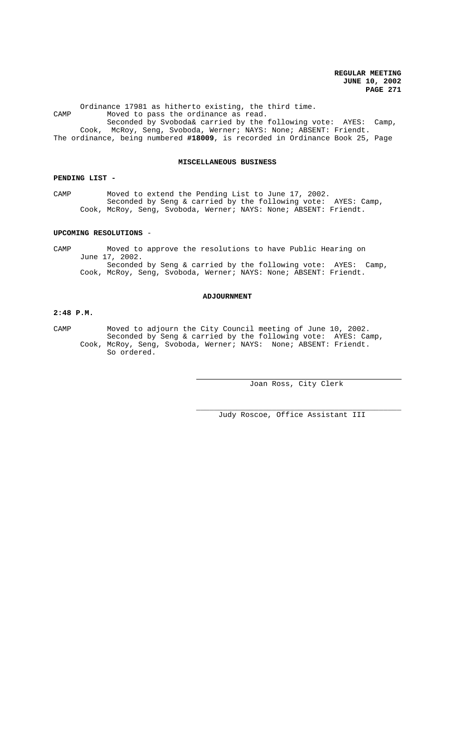Ordinance 17981 as hitherto existing, the third time.

CAMP Moved to pass the ordinance as read.
Seconded by Svoboda& carried by the following vote: AYES: Camp, Cook, McRoy, Seng, Svoboda, Werner; NAYS: None; ABSENT: Friendt.
The ordinance, being numbered **#18009**, is recorded in Ordinance Book 25, Page

## MISCELLANEOUS BUSINESS

**PENDING LIST -**

CAMP Moved to extend the Pending List to June 17, 2002.
Seconded by Seng & carried by the following vote: AYES: Camp, Cook, McRoy, Seng, Svoboda, Werner; NAYS: None; ABSENT: Friendt.

**UPCOMING RESOLUTIONS** -

CAMP Moved to approve the resolutions to have Public Hearing on June 17, 2002.
Seconded by Seng & carried by the following vote: AYES: Camp, Cook, McRoy, Seng, Svoboda, Werner; NAYS: None; ABSENT: Friendt.

## ADJOURNMENT

**2:48 P.M.**

CAMP Moved to adjourn the City Council meeting of June 10, 2002.
Seconded by Seng & carried by the following vote: AYES: Camp, Cook, McRoy, Seng, Svoboda, Werner; NAYS: None; ABSENT: Friendt.
So ordered.

\_\_\_\_\_\_\_\_\_\_\_\_\_\_\_\_\_\_\_\_\_\_\_\_\_\_\_\_\_\_\_\_\_\_\_\_\_\_\_\_\_
Joan Ross, City Clerk

\_\_\_\_\_\_\_\_\_\_\_\_\_\_\_\_\_\_\_\_\_\_\_\_\_\_\_\_\_\_\_\_\_\_\_\_\_\_\_\_\_
Judy Roscoe, Office Assistant III